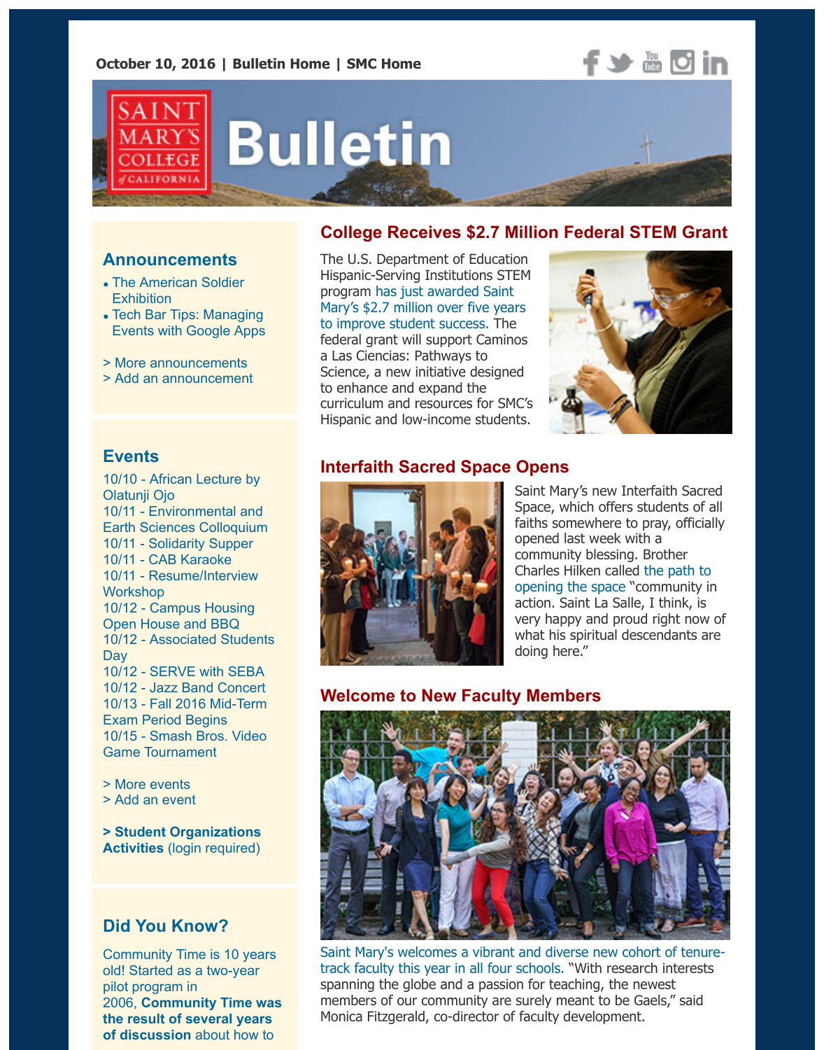October 10, 2016 | Bulletin Home | SMC Home

# Saint Mary's College of California Bulletin

## Announcements

- The American Soldier Exhibition
- Tech Bar Tips: Managing Events with Google Apps

> More announcements
> Add an announcement

## Events

10/10 - African Lecture by Olatunji Ojo
10/11 - Environmental and Earth Sciences Colloquium
10/11 - Solidarity Supper
10/11 - CAB Karaoke
10/11 - Resume/Interview Workshop
10/12 - Campus Housing Open House and BBQ
10/12 - Associated Students Day
10/12 - SERVE with SEBA
10/12 - Jazz Band Concert
10/13 - Fall 2016 Mid-Term Exam Period Begins
10/15 - Smash Bros. Video Game Tournament

> More events
> Add an event

**> Student Organizations Activities** (login required)

## Did You Know?

Community Time is 10 years old! Started as a two-year pilot program in 2006, **Community Time was the result of several years of discussion** about how to

## College Receives $2.7 Million Federal STEM Grant

The U.S. Department of Education Hispanic-Serving Institutions STEM program has just awarded Saint Mary's $2.7 million over five years to improve student success. The federal grant will support Caminos a Las Ciencias: Pathways to Science, a new initiative designed to enhance and expand the curriculum and resources for SMC's Hispanic and low-income students.

## Interfaith Sacred Space Opens

Saint Mary's new Interfaith Sacred Space, which offers students of all faiths somewhere to pray, officially opened last week with a community blessing. Brother Charles Hilken called the path to opening the space "community in action. Saint La Salle, I think, is very happy and proud right now of what his spiritual descendants are doing here."

## Welcome to New Faculty Members

Saint Mary's welcomes a vibrant and diverse new cohort of tenure-track faculty this year in all four schools. "With research interests spanning the globe and a passion for teaching, the newest members of our community are surely meant to be Gaels," said Monica Fitzgerald, co-director of faculty development.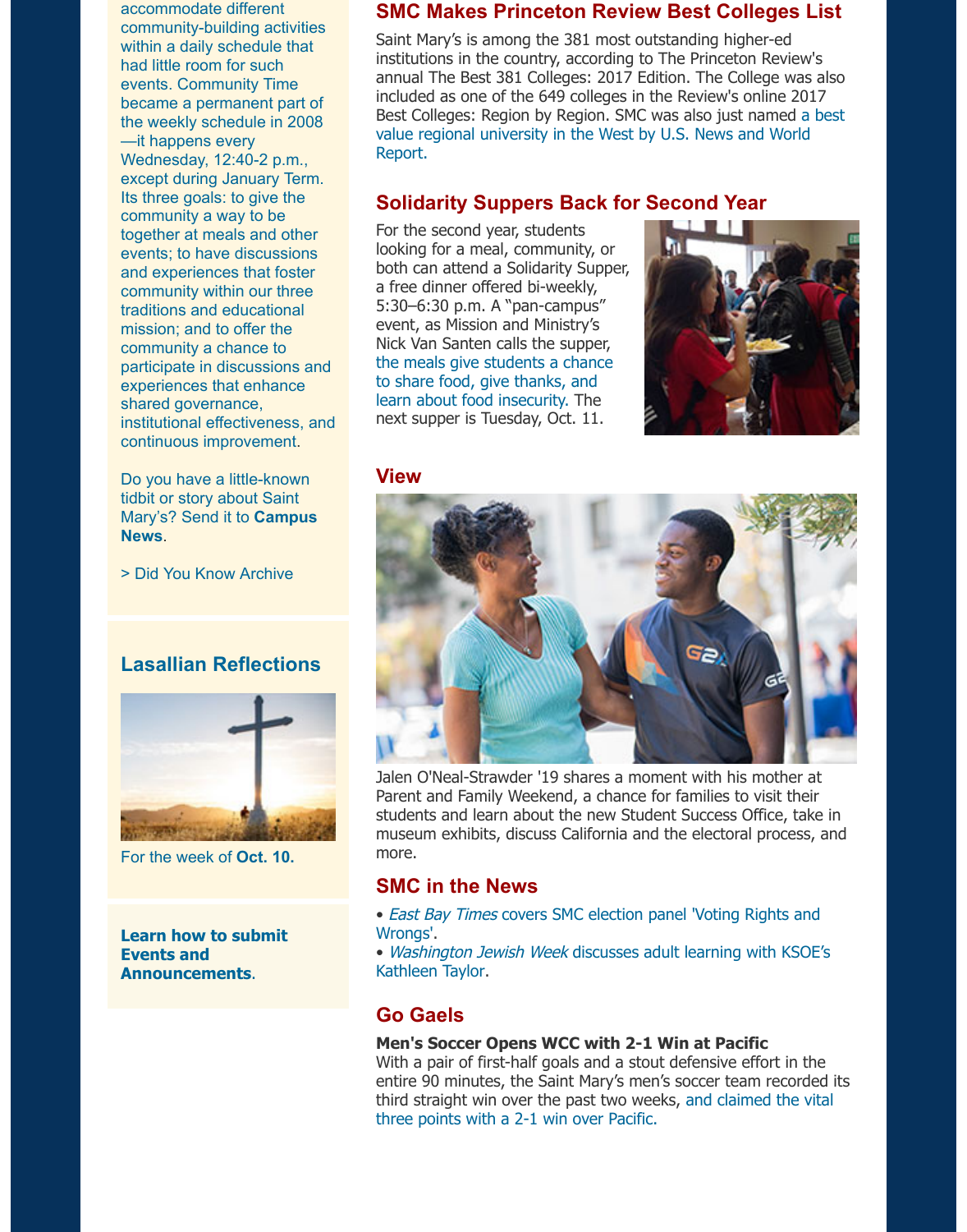accommodate different community-building activities within a daily schedule that had little room for such events. Community Time became a permanent part of the weekly schedule in 2008—it happens every Wednesday, 12:40-2 p.m., except during January Term. Its three goals: to give the community a way to be together at meals and other events; to have discussions and experiences that foster community within our three traditions and educational mission; and to offer the community a chance to participate in discussions and experiences that enhance shared governance, institutional effectiveness, and continuous improvement.

Do you have a little-known tidbit or story about Saint Mary's? Send it to **Campus News**.

> Did You Know Archive

## Lasallian Reflections

For the week of **Oct. 10.**

**Learn how to submit Events and Announcements**.

## SMC Makes Princeton Review Best Colleges List

Saint Mary's is among the 381 most outstanding higher-ed institutions in the country, according to The Princeton Review's annual The Best 381 Colleges: 2017 Edition. The College was also included as one of the 649 colleges in the Review's online 2017 Best Colleges: Region by Region. SMC was also just named a best value regional university in the West by U.S. News and World Report.

## Solidarity Suppers Back for Second Year

For the second year, students looking for a meal, community, or both can attend a Solidarity Supper, a free dinner offered bi-weekly, 5:30–6:30 p.m. A "pan-campus" event, as Mission and Ministry's Nick Van Santen calls the supper, the meals give students a chance to share food, give thanks, and learn about food insecurity. The next supper is Tuesday, Oct. 11.

## View

Jalen O'Neal-Strawder '19 shares a moment with his mother at Parent and Family Weekend, a chance for families to visit their students and learn about the new Student Success Office, take in museum exhibits, discuss California and the electoral process, and more.

## SMC in the News

- *East Bay Times* covers SMC election panel 'Voting Rights and Wrongs'.
- *Washington Jewish Week* discusses adult learning with KSOE's Kathleen Taylor.

## Go Gaels

**Men's Soccer Opens WCC with 2-1 Win at Pacific**

With a pair of first-half goals and a stout defensive effort in the entire 90 minutes, the Saint Mary's men's soccer team recorded its third straight win over the past two weeks, and claimed the vital three points with a 2-1 win over Pacific.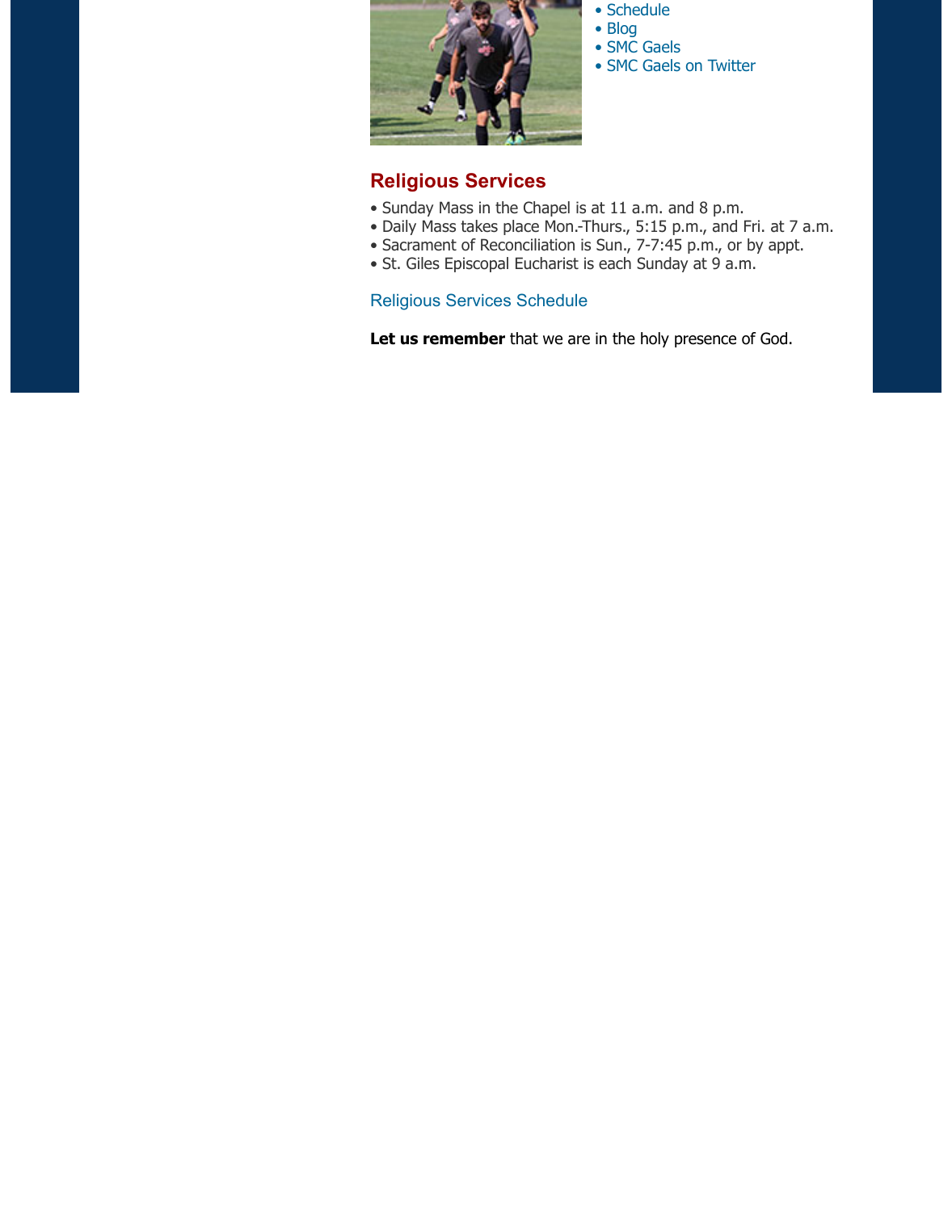• Schedule
• Blog
• SMC Gaels
• SMC Gaels on Twitter

## Religious Services

• Sunday Mass in the Chapel is at 11 a.m. and 8 p.m.
• Daily Mass takes place Mon.-Thurs., 5:15 p.m., and Fri. at 7 a.m.
• Sacrament of Reconciliation is Sun., 7-7:45 p.m., or by appt.
• St. Giles Episcopal Eucharist is each Sunday at 9 a.m.

Religious Services Schedule

**Let us remember** that we are in the holy presence of God.